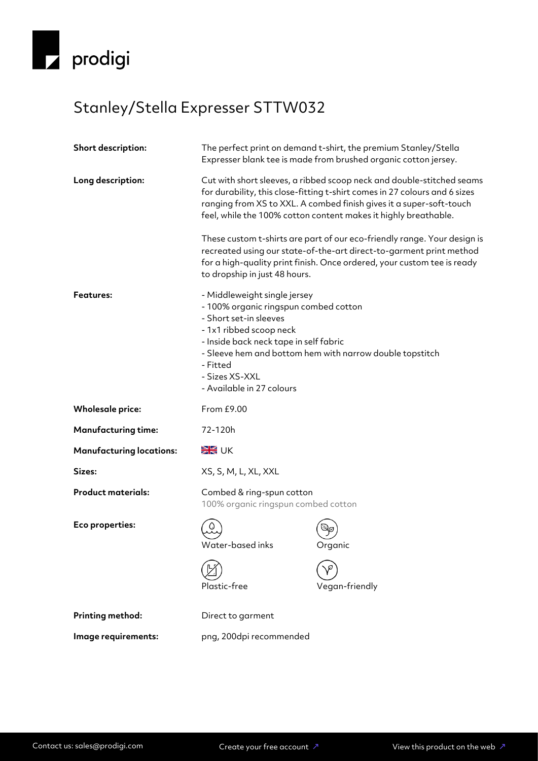prodigi

# Stanley/Stella Expresser STTW032

**Short description:** The perfect print on demand t-shirt, the premium Stanley/Stella Expresser blank tee is made from brushed organic cotton jersey.

**Long description:** Cut with short sleeves, a ribbed scoop neck and double-stitched seams for durability, this close-fitting t-shirt comes in 27 colours and 6 sizes ranging from XS to XXL. A combed finish gives it a super-soft-touch feel, while the 100% cotton content makes it highly breathable.

These custom t-shirts are part of our eco-friendly range. Your design is recreated using our state-of-the-art direct-to-garment print method for a high-quality print finish. Once ordered, your custom tee is ready to dropship in just 48 hours.

**Features:**

- Middleweight single jersey
- 100% organic ringspun combed cotton
- Short set-in sleeves
- 1x1 ribbed scoop neck
- Inside back neck tape in self fabric
- Sleeve hem and bottom hem with narrow double topstitch
- Fitted
- Sizes XS-XXL
- Available in 27 colours

**Wholesale price:** From £9.00

**Manufacturing time:** 72-120h

**Manufacturing locations:** 🇬🇧 UK

**Sizes:** XS, S, M, L, XL, XXL

**Product materials:** Combed & ring-spun cotton
100% organic ringspun combed cotton

**Eco properties:**

- Water-based inks
- Organic
- Plastic-free
- Vegan-friendly

**Printing method:** Direct to garment

**Image requirements:** png, 200dpi recommended

Contact us: sales@prodigi.com | Create your free account ↗ | View this product on the web ↗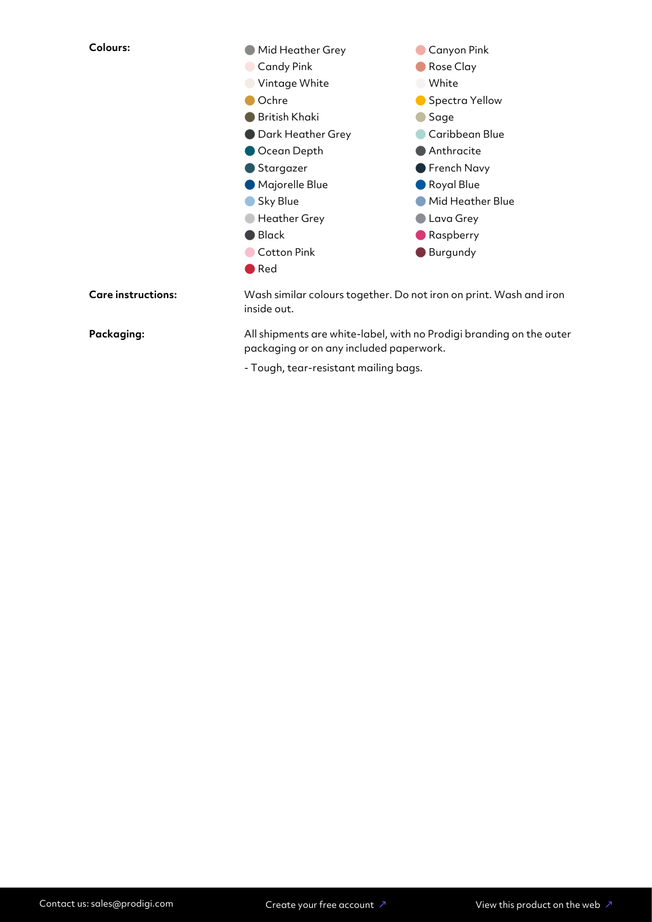**Colours:**

- Mid Heather Grey
- Candy Pink
- Vintage White
- Ochre
- British Khaki
- Dark Heather Grey
- Ocean Depth
- Stargazer
- Majorelle Blue
- Sky Blue
- Heather Grey
- Black
- Cotton Pink
- Red
- Canyon Pink
- Rose Clay
- White
- Spectra Yellow
- Sage
- Caribbean Blue
- Anthracite
- French Navy
- Royal Blue
- Mid Heather Blue
- Lava Grey
- Raspberry
- Burgundy

**Care instructions:**

Wash similar colours together. Do not iron on print. Wash and iron inside out.

**Packaging:**

All shipments are white-label, with no Prodigi branding on the outer packaging or on any included paperwork.

- Tough, tear-resistant mailing bags.

Contact us: sales@prodigi.com

Create your free account ↗

View this product on the web ↗